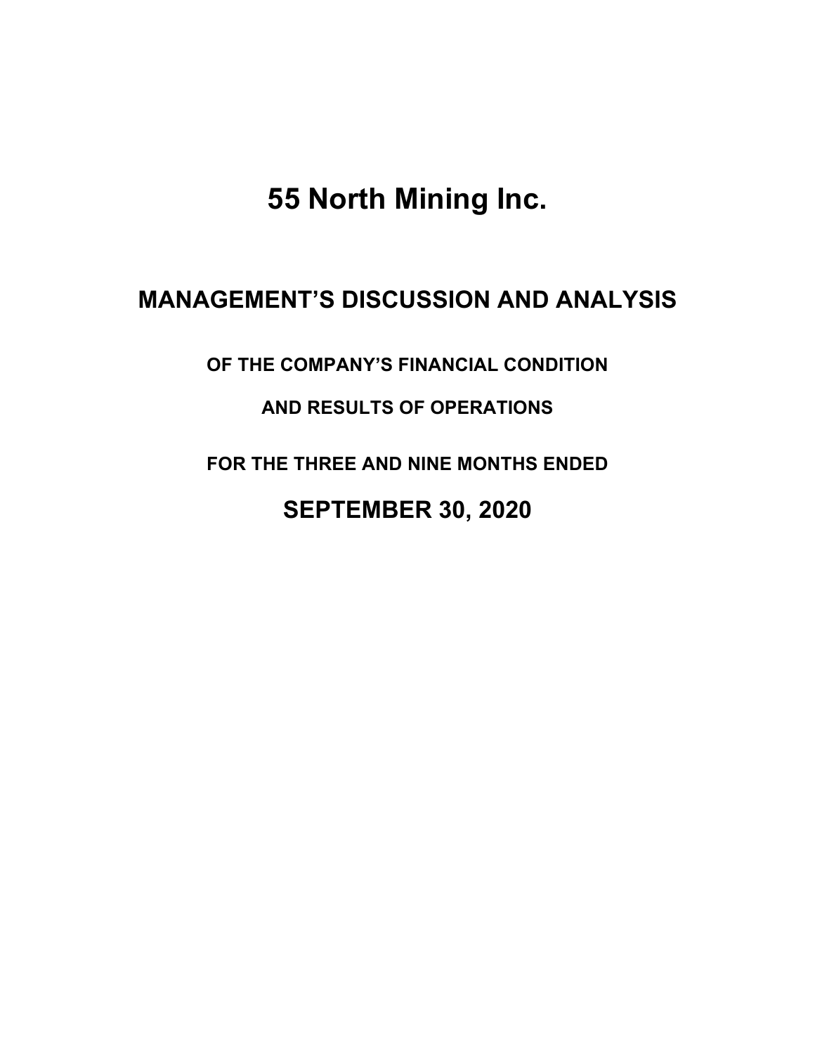# 55 North Mining Inc.

## MANAGEMENT'S DISCUSSION AND ANALYSIS

### OF THE COMPANY'S FINANCIAL CONDITION

### AND RESULTS OF OPERATIONS

### FOR THE THREE AND NINE MONTHS ENDED

## SEPTEMBER 30, 2020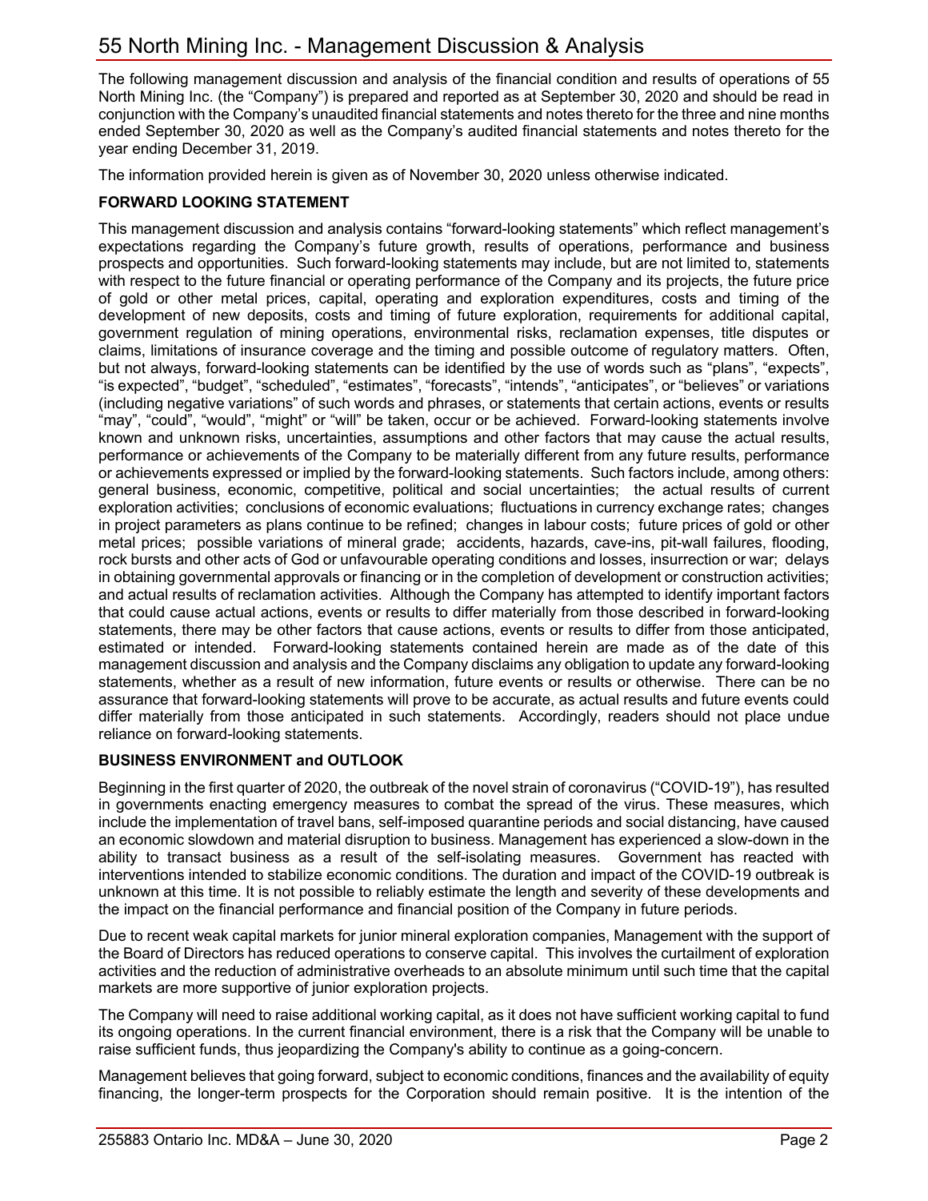The following management discussion and analysis of the financial condition and results of operations of 55 North Mining Inc. (the "Company") is prepared and reported as at September 30, 2020 and should be read in conjunction with the Company's unaudited financial statements and notes thereto for the three and nine months ended September 30, 2020 as well as the Company's audited financial statements and notes thereto for the year ending December 31, 2019.

The information provided herein is given as of November 30, 2020 unless otherwise indicated.

## FORWARD LOOKING STATEMENT

This management discussion and analysis contains "forward-looking statements" which reflect management's expectations regarding the Company's future growth, results of operations, performance and business prospects and opportunities. Such forward-looking statements may include, but are not limited to, statements with respect to the future financial or operating performance of the Company and its projects, the future price of gold or other metal prices, capital, operating and exploration expenditures, costs and timing of the development of new deposits, costs and timing of future exploration, requirements for additional capital, government regulation of mining operations, environmental risks, reclamation expenses, title disputes or claims, limitations of insurance coverage and the timing and possible outcome of regulatory matters. Often, but not always, forward-looking statements can be identified by the use of words such as "plans", "expects", "is expected", "budget", "scheduled", "estimates", "forecasts", "intends", "anticipates", or "believes" or variations (including negative variations" of such words and phrases, or statements that certain actions, events or results "may", "could", "would", "might" or "will" be taken, occur or be achieved. Forward-looking statements involve known and unknown risks, uncertainties, assumptions and other factors that may cause the actual results, performance or achievements of the Company to be materially different from any future results, performance or achievements expressed or implied by the forward-looking statements. Such factors include, among others: general business, economic, competitive, political and social uncertainties; the actual results of current exploration activities; conclusions of economic evaluations; fluctuations in currency exchange rates; changes in project parameters as plans continue to be refined; changes in labour costs; future prices of gold or other metal prices; possible variations of mineral grade; accidents, hazards, cave-ins, pit-wall failures, flooding, rock bursts and other acts of God or unfavourable operating conditions and losses, insurrection or war; delays in obtaining governmental approvals or financing or in the completion of development or construction activities; and actual results of reclamation activities. Although the Company has attempted to identify important factors that could cause actual actions, events or results to differ materially from those described in forward-looking statements, there may be other factors that cause actions, events or results to differ from those anticipated, estimated or intended. Forward-looking statements contained herein are made as of the date of this management discussion and analysis and the Company disclaims any obligation to update any forward-looking statements, whether as a result of new information, future events or results or otherwise. There can be no assurance that forward-looking statements will prove to be accurate, as actual results and future events could differ materially from those anticipated in such statements. Accordingly, readers should not place undue reliance on forward-looking statements.

## BUSINESS ENVIRONMENT and OUTLOOK

Beginning in the first quarter of 2020, the outbreak of the novel strain of coronavirus ("COVID-19"), has resulted in governments enacting emergency measures to combat the spread of the virus. These measures, which include the implementation of travel bans, self-imposed quarantine periods and social distancing, have caused an economic slowdown and material disruption to business. Management has experienced a slow-down in the ability to transact business as a result of the self-isolating measures. Government has reacted with interventions intended to stabilize economic conditions. The duration and impact of the COVID-19 outbreak is unknown at this time. It is not possible to reliably estimate the length and severity of these developments and the impact on the financial performance and financial position of the Company in future periods.

Due to recent weak capital markets for junior mineral exploration companies, Management with the support of the Board of Directors has reduced operations to conserve capital. This involves the curtailment of exploration activities and the reduction of administrative overheads to an absolute minimum until such time that the capital markets are more supportive of junior exploration projects.

The Company will need to raise additional working capital, as it does not have sufficient working capital to fund its ongoing operations. In the current financial environment, there is a risk that the Company will be unable to raise sufficient funds, thus jeopardizing the Company's ability to continue as a going-concern.

Management believes that going forward, subject to economic conditions, finances and the availability of equity financing, the longer-term prospects for the Corporation should remain positive. It is the intention of the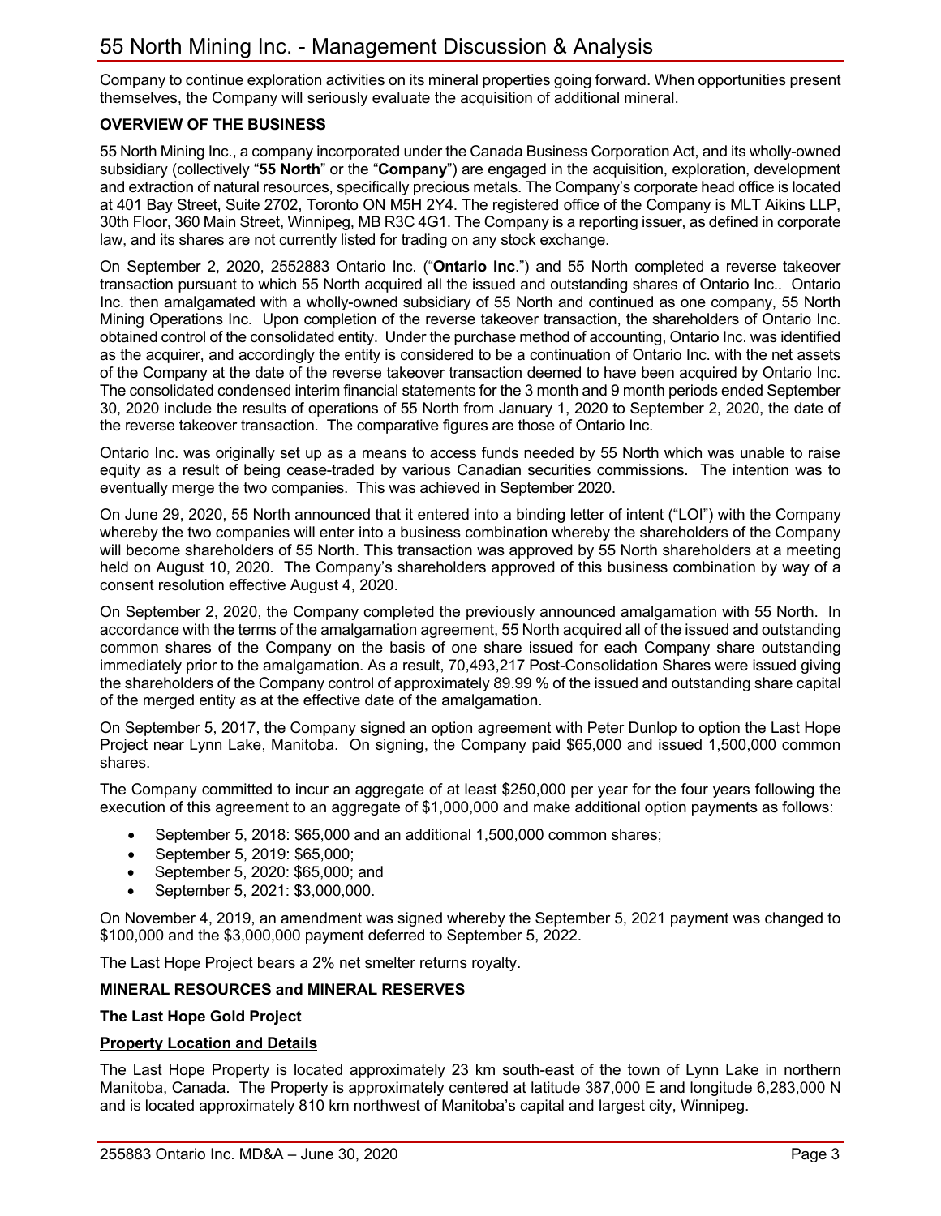Company to continue exploration activities on its mineral properties going forward. When opportunities present themselves, the Company will seriously evaluate the acquisition of additional mineral.

## OVERVIEW OF THE BUSINESS

55 North Mining Inc., a company incorporated under the Canada Business Corporation Act, and its wholly-owned subsidiary (collectively "**55 North**" or the "**Company**") are engaged in the acquisition, exploration, development and extraction of natural resources, specifically precious metals. The Company's corporate head office is located at 401 Bay Street, Suite 2702, Toronto ON M5H 2Y4. The registered office of the Company is MLT Aikins LLP, 30th Floor, 360 Main Street, Winnipeg, MB R3C 4G1. The Company is a reporting issuer, as defined in corporate law, and its shares are not currently listed for trading on any stock exchange.

On September 2, 2020, 2552883 Ontario Inc. ("**Ontario Inc**.") and 55 North completed a reverse takeover transaction pursuant to which 55 North acquired all the issued and outstanding shares of Ontario Inc.. Ontario Inc. then amalgamated with a wholly-owned subsidiary of 55 North and continued as one company, 55 North Mining Operations Inc. Upon completion of the reverse takeover transaction, the shareholders of Ontario Inc. obtained control of the consolidated entity. Under the purchase method of accounting, Ontario Inc. was identified as the acquirer, and accordingly the entity is considered to be a continuation of Ontario Inc. with the net assets of the Company at the date of the reverse takeover transaction deemed to have been acquired by Ontario Inc. The consolidated condensed interim financial statements for the 3 month and 9 month periods ended September 30, 2020 include the results of operations of 55 North from January 1, 2020 to September 2, 2020, the date of the reverse takeover transaction. The comparative figures are those of Ontario Inc.

Ontario Inc. was originally set up as a means to access funds needed by 55 North which was unable to raise equity as a result of being cease-traded by various Canadian securities commissions. The intention was to eventually merge the two companies. This was achieved in September 2020.

On June 29, 2020, 55 North announced that it entered into a binding letter of intent ("LOI") with the Company whereby the two companies will enter into a business combination whereby the shareholders of the Company will become shareholders of 55 North. This transaction was approved by 55 North shareholders at a meeting held on August 10, 2020. The Company's shareholders approved of this business combination by way of a consent resolution effective August 4, 2020.

On September 2, 2020, the Company completed the previously announced amalgamation with 55 North. In accordance with the terms of the amalgamation agreement, 55 North acquired all of the issued and outstanding common shares of the Company on the basis of one share issued for each Company share outstanding immediately prior to the amalgamation. As a result, 70,493,217 Post-Consolidation Shares were issued giving the shareholders of the Company control of approximately 89.99 % of the issued and outstanding share capital of the merged entity as at the effective date of the amalgamation.

On September 5, 2017, the Company signed an option agreement with Peter Dunlop to option the Last Hope Project near Lynn Lake, Manitoba. On signing, the Company paid $65,000 and issued 1,500,000 common shares.

The Company committed to incur an aggregate of at least $250,000 per year for the four years following the execution of this agreement to an aggregate of $1,000,000 and make additional option payments as follows:

- September 5, 2018: $65,000 and an additional 1,500,000 common shares;
- September 5, 2019: $65,000;
- September 5, 2020: $65,000; and
- September 5, 2021: $3,000,000.

On November 4, 2019, an amendment was signed whereby the September 5, 2021 payment was changed to $100,000 and the $3,000,000 payment deferred to September 5, 2022.

The Last Hope Project bears a 2% net smelter returns royalty.

## MINERAL RESOURCES and MINERAL RESERVES

### The Last Hope Gold Project

#### Property Location and Details

The Last Hope Property is located approximately 23 km south-east of the town of Lynn Lake in northern Manitoba, Canada. The Property is approximately centered at latitude 387,000 E and longitude 6,283,000 N and is located approximately 810 km northwest of Manitoba's capital and largest city, Winnipeg.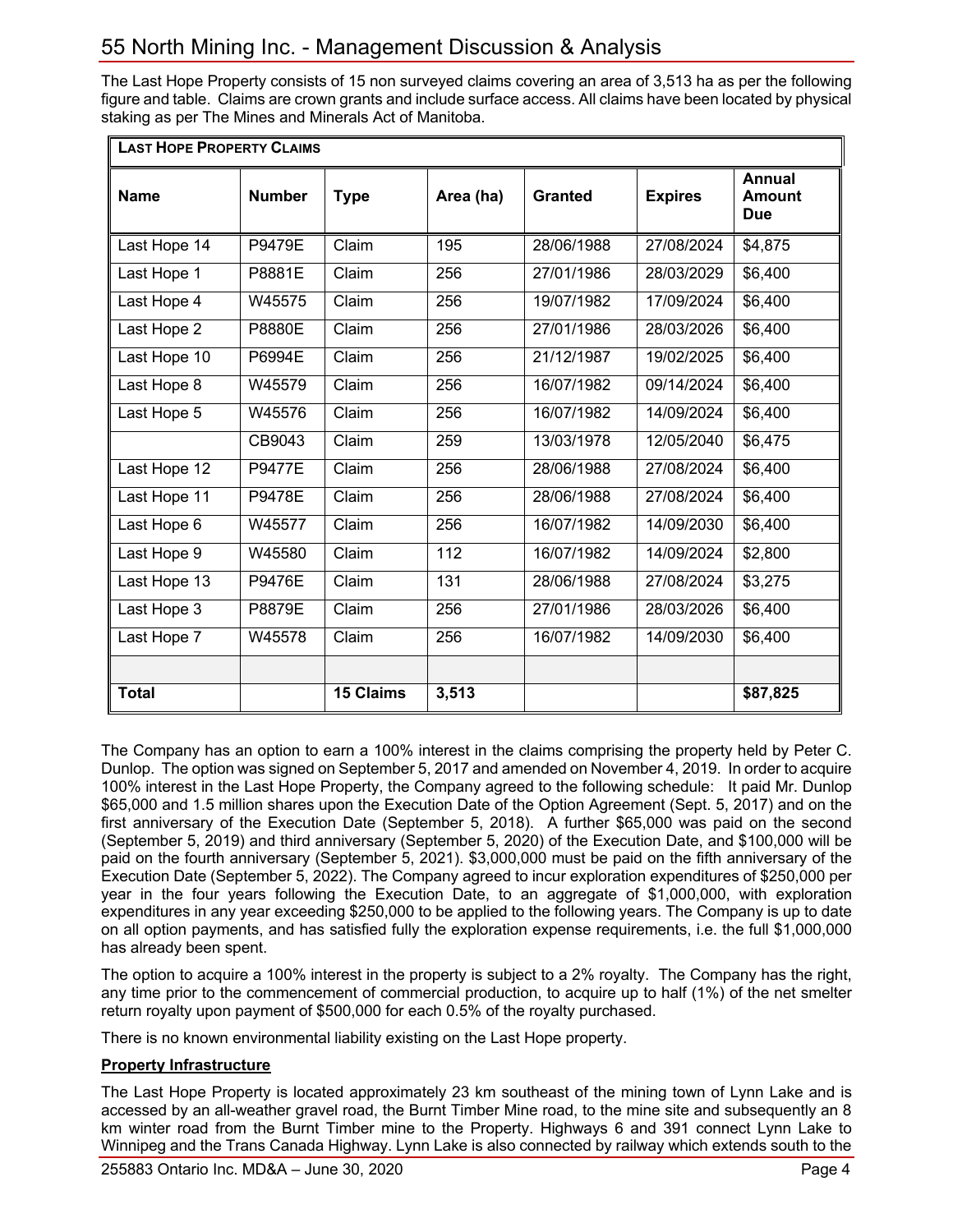The Last Hope Property consists of 15 non surveyed claims covering an area of 3,513 ha as per the following figure and table. Claims are crown grants and include surface access. All claims have been located by physical staking as per The Mines and Minerals Act of Manitoba.

| **LAST HOPE PROPERTY CLAIMS** | | | | | | |
|---|---|---|---|---|---|---|
| **Name** | **Number** | **Type** | **Area (ha)** | **Granted** | **Expires** | **Annual Amount Due** |
| Last Hope 14 | P9479E | Claim | 195 | 28/06/1988 | 27/08/2024 | $4,875 |
| Last Hope 1 | P8881E | Claim | 256 | 27/01/1986 | 28/03/2029 | $6,400 |
| Last Hope 4 | W45575 | Claim | 256 | 19/07/1982 | 17/09/2024 | $6,400 |
| Last Hope 2 | P8880E | Claim | 256 | 27/01/1986 | 28/03/2026 | $6,400 |
| Last Hope 10 | P6994E | Claim | 256 | 21/12/1987 | 19/02/2025 | $6,400 |
| Last Hope 8 | W45579 | Claim | 256 | 16/07/1982 | 09/14/2024 | $6,400 |
| Last Hope 5 | W45576 | Claim | 256 | 16/07/1982 | 14/09/2024 | $6,400 |
| | CB9043 | Claim | 259 | 13/03/1978 | 12/05/2040 | $6,475 |
| Last Hope 12 | P9477E | Claim | 256 | 28/06/1988 | 27/08/2024 | $6,400 |
| Last Hope 11 | P9478E | Claim | 256 | 28/06/1988 | 27/08/2024 | $6,400 |
| Last Hope 6 | W45577 | Claim | 256 | 16/07/1982 | 14/09/2030 | $6,400 |
| Last Hope 9 | W45580 | Claim | 112 | 16/07/1982 | 14/09/2024 | $2,800 |
| Last Hope 13 | P9476E | Claim | 131 | 28/06/1988 | 27/08/2024 | $3,275 |
| Last Hope 3 | P8879E | Claim | 256 | 27/01/1986 | 28/03/2026 | $6,400 |
| Last Hope 7 | W45578 | Claim | 256 | 16/07/1982 | 14/09/2030 | $6,400 |
| | | | | | | |
| **Total** | | **15 Claims** | **3,513** | | | **$87,825** |

The Company has an option to earn a 100% interest in the claims comprising the property held by Peter C. Dunlop. The option was signed on September 5, 2017 and amended on November 4, 2019. In order to acquire 100% interest in the Last Hope Property, the Company agreed to the following schedule: It paid Mr. Dunlop $65,000 and 1.5 million shares upon the Execution Date of the Option Agreement (Sept. 5, 2017) and on the first anniversary of the Execution Date (September 5, 2018). A further $65,000 was paid on the second (September 5, 2019) and third anniversary (September 5, 2020) of the Execution Date, and $100,000 will be paid on the fourth anniversary (September 5, 2021). $3,000,000 must be paid on the fifth anniversary of the Execution Date (September 5, 2022). The Company agreed to incur exploration expenditures of $250,000 per year in the four years following the Execution Date, to an aggregate of $1,000,000, with exploration expenditures in any year exceeding $250,000 to be applied to the following years. The Company is up to date on all option payments, and has satisfied fully the exploration expense requirements, i.e. the full $1,000,000 has already been spent.

The option to acquire a 100% interest in the property is subject to a 2% royalty. The Company has the right, any time prior to the commencement of commercial production, to acquire up to half (1%) of the net smelter return royalty upon payment of $500,000 for each 0.5% of the royalty purchased.

There is no known environmental liability existing on the Last Hope property.

**Property Infrastructure**

The Last Hope Property is located approximately 23 km southeast of the mining town of Lynn Lake and is accessed by an all-weather gravel road, the Burnt Timber Mine road, to the mine site and subsequently an 8 km winter road from the Burnt Timber mine to the Property. Highways 6 and 391 connect Lynn Lake to Winnipeg and the Trans Canada Highway. Lynn Lake is also connected by railway which extends south to the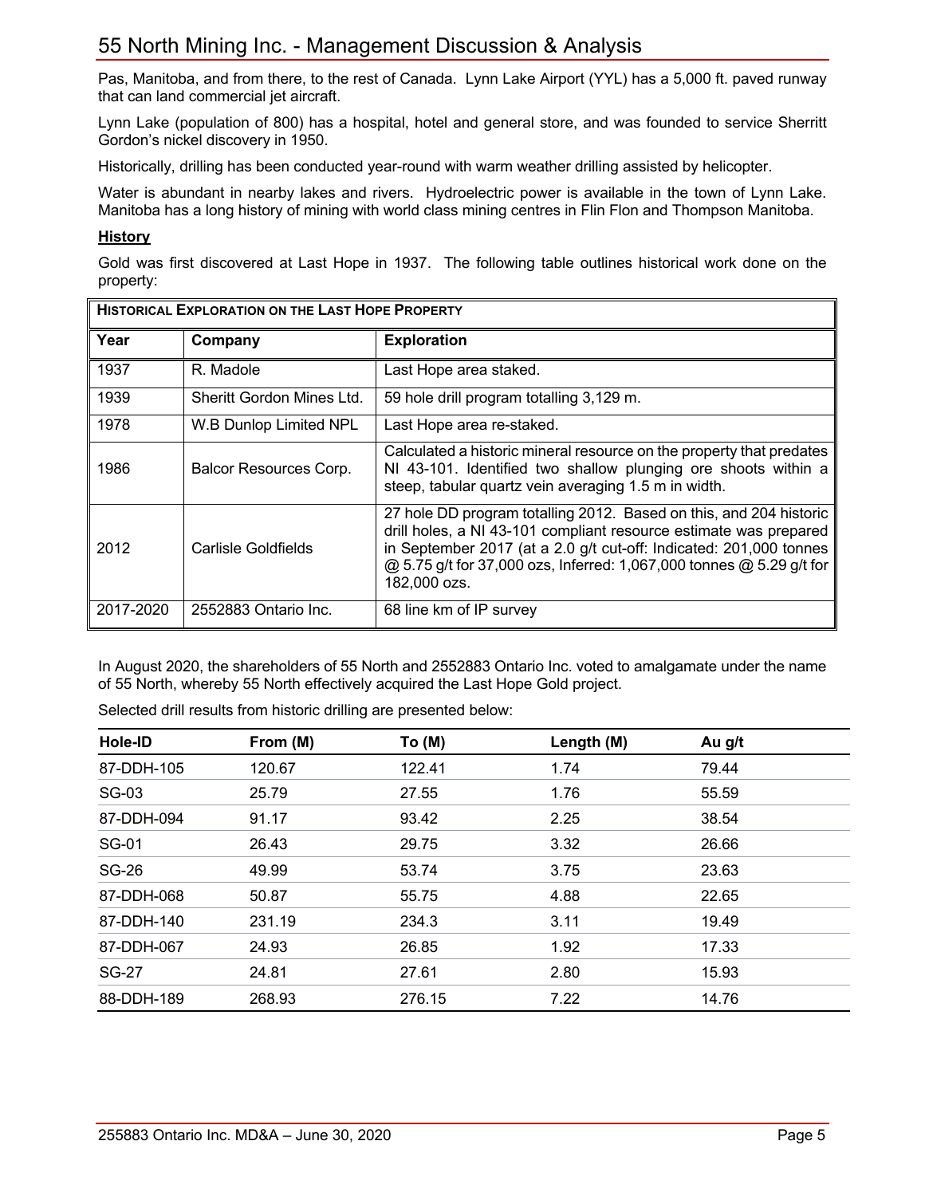Pas, Manitoba, and from there, to the rest of Canada. Lynn Lake Airport (YYL) has a 5,000 ft. paved runway that can land commercial jet aircraft.

Lynn Lake (population of 800) has a hospital, hotel and general store, and was founded to service Sherritt Gordon's nickel discovery in 1950.

Historically, drilling has been conducted year-round with warm weather drilling assisted by helicopter.

Water is abundant in nearby lakes and rivers. Hydroelectric power is available in the town of Lynn Lake. Manitoba has a long history of mining with world class mining centres in Flin Flon and Thompson Manitoba.

**History**

Gold was first discovered at Last Hope in 1937. The following table outlines historical work done on the property:

| **HISTORICAL EXPLORATION ON THE LAST HOPE PROPERTY** | | |
|---|---|---|
| **Year** | **Company** | **Exploration** |
| 1937 | R. Madole | Last Hope area staked. |
| 1939 | Sheritt Gordon Mines Ltd. | 59 hole drill program totalling 3,129 m. |
| 1978 | W.B Dunlop Limited NPL | Last Hope area re-staked. |
| 1986 | Balcor Resources Corp. | Calculated a historic mineral resource on the property that predates NI 43-101. Identified two shallow plunging ore shoots within a steep, tabular quartz vein averaging 1.5 m in width. |
| 2012 | Carlisle Goldfields | 27 hole DD program totalling 2012. Based on this, and 204 historic drill holes, a NI 43-101 compliant resource estimate was prepared in September 2017 (at a 2.0 g/t cut-off: Indicated: 201,000 tonnes @ 5.75 g/t for 37,000 ozs, Inferred: 1,067,000 tonnes @ 5.29 g/t for 182,000 ozs. |
| 2017-2020 | 2552883 Ontario Inc. | 68 line km of IP survey |

In August 2020, the shareholders of 55 North and 2552883 Ontario Inc. voted to amalgamate under the name of 55 North, whereby 55 North effectively acquired the Last Hope Gold project.

Selected drill results from historic drilling are presented below:

| Hole-ID | From (M) | To (M) | Length (M) | Au g/t |
|---|---|---|---|---|
| 87-DDH-105 | 120.67 | 122.41 | 1.74 | 79.44 |
| SG-03 | 25.79 | 27.55 | 1.76 | 55.59 |
| 87-DDH-094 | 91.17 | 93.42 | 2.25 | 38.54 |
| SG-01 | 26.43 | 29.75 | 3.32 | 26.66 |
| SG-26 | 49.99 | 53.74 | 3.75 | 23.63 |
| 87-DDH-068 | 50.87 | 55.75 | 4.88 | 22.65 |
| 87-DDH-140 | 231.19 | 234.3 | 3.11 | 19.49 |
| 87-DDH-067 | 24.93 | 26.85 | 1.92 | 17.33 |
| SG-27 | 24.81 | 27.61 | 2.80 | 15.93 |
| 88-DDH-189 | 268.93 | 276.15 | 7.22 | 14.76 |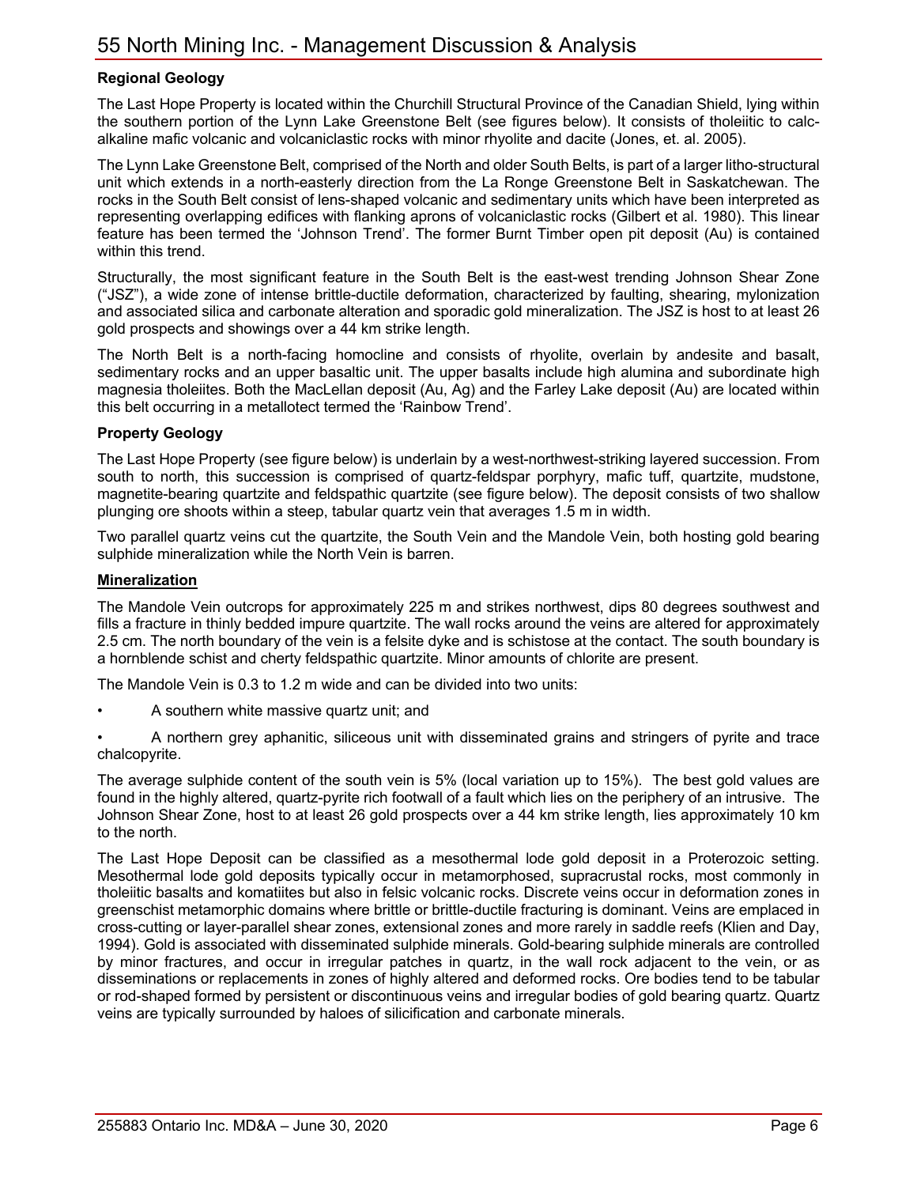## Regional Geology

The Last Hope Property is located within the Churchill Structural Province of the Canadian Shield, lying within the southern portion of the Lynn Lake Greenstone Belt (see figures below). It consists of tholeiitic to calc-alkaline mafic volcanic and volcaniclastic rocks with minor rhyolite and dacite (Jones, et. al. 2005).

The Lynn Lake Greenstone Belt, comprised of the North and older South Belts, is part of a larger litho-structural unit which extends in a north-easterly direction from the La Ronge Greenstone Belt in Saskatchewan. The rocks in the South Belt consist of lens-shaped volcanic and sedimentary units which have been interpreted as representing overlapping edifices with flanking aprons of volcaniclastic rocks (Gilbert et al. 1980). This linear feature has been termed the 'Johnson Trend'. The former Burnt Timber open pit deposit (Au) is contained within this trend.

Structurally, the most significant feature in the South Belt is the east-west trending Johnson Shear Zone ("JSZ"), a wide zone of intense brittle-ductile deformation, characterized by faulting, shearing, mylonization and associated silica and carbonate alteration and sporadic gold mineralization. The JSZ is host to at least 26 gold prospects and showings over a 44 km strike length.

The North Belt is a north-facing homocline and consists of rhyolite, overlain by andesite and basalt, sedimentary rocks and an upper basaltic unit. The upper basalts include high alumina and subordinate high magnesia tholeiites. Both the MacLellan deposit (Au, Ag) and the Farley Lake deposit (Au) are located within this belt occurring in a metallotect termed the 'Rainbow Trend'.

## Property Geology

The Last Hope Property (see figure below) is underlain by a west-northwest-striking layered succession. From south to north, this succession is comprised of quartz-feldspar porphyry, mafic tuff, quartzite, mudstone, magnetite-bearing quartzite and feldspathic quartzite (see figure below). The deposit consists of two shallow plunging ore shoots within a steep, tabular quartz vein that averages 1.5 m in width.

Two parallel quartz veins cut the quartzite, the South Vein and the Mandole Vein, both hosting gold bearing sulphide mineralization while the North Vein is barren.

## Mineralization

The Mandole Vein outcrops for approximately 225 m and strikes northwest, dips 80 degrees southwest and fills a fracture in thinly bedded impure quartzite. The wall rocks around the veins are altered for approximately 2.5 cm. The north boundary of the vein is a felsite dyke and is schistose at the contact. The south boundary is a hornblende schist and cherty feldspathic quartzite. Minor amounts of chlorite are present.

The Mandole Vein is 0.3 to 1.2 m wide and can be divided into two units:

- A southern white massive quartz unit; and
- A northern grey aphanitic, siliceous unit with disseminated grains and stringers of pyrite and trace chalcopyrite.

The average sulphide content of the south vein is 5% (local variation up to 15%). The best gold values are found in the highly altered, quartz-pyrite rich footwall of a fault which lies on the periphery of an intrusive. The Johnson Shear Zone, host to at least 26 gold prospects over a 44 km strike length, lies approximately 10 km to the north.

The Last Hope Deposit can be classified as a mesothermal lode gold deposit in a Proterozoic setting. Mesothermal lode gold deposits typically occur in metamorphosed, supracrustal rocks, most commonly in tholeiitic basalts and komatiites but also in felsic volcanic rocks. Discrete veins occur in deformation zones in greenschist metamorphic domains where brittle or brittle-ductile fracturing is dominant. Veins are emplaced in cross-cutting or layer-parallel shear zones, extensional zones and more rarely in saddle reefs (Klien and Day, 1994). Gold is associated with disseminated sulphide minerals. Gold-bearing sulphide minerals are controlled by minor fractures, and occur in irregular patches in quartz, in the wall rock adjacent to the vein, or as disseminations or replacements in zones of highly altered and deformed rocks. Ore bodies tend to be tabular or rod-shaped formed by persistent or discontinuous veins and irregular bodies of gold bearing quartz. Quartz veins are typically surrounded by haloes of silicification and carbonate minerals.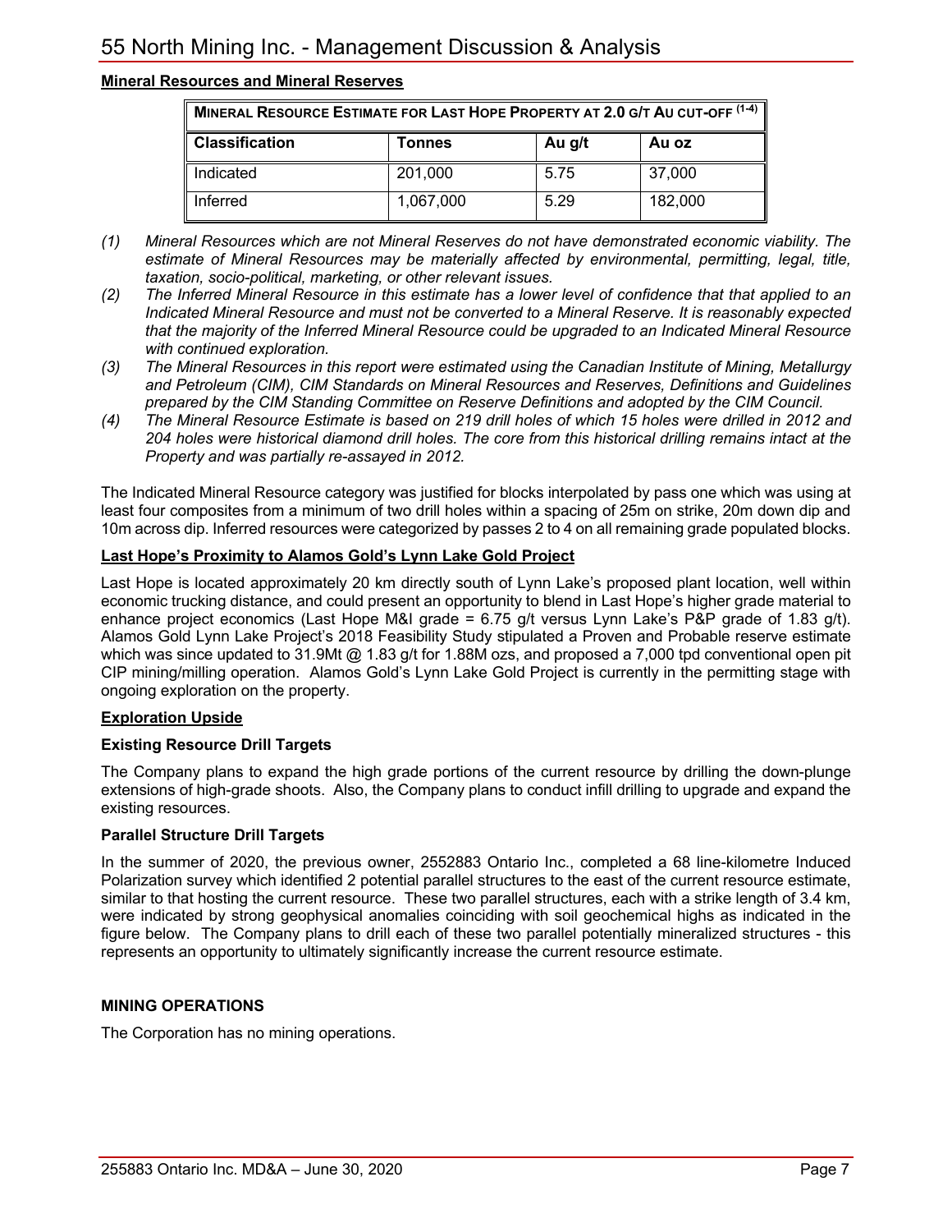## Mineral Resources and Mineral Reserves

| MINERAL RESOURCE ESTIMATE FOR LAST HOPE PROPERTY AT 2.0 G/T AU CUT-OFF (1-4) | | | |
|---|---|---|---|
| **Classification** | **Tonnes** | **Au g/t** | **Au oz** |
| Indicated | 201,000 | 5.75 | 37,000 |
| Inferred | 1,067,000 | 5.29 | 182,000 |

*(1) Mineral Resources which are not Mineral Reserves do not have demonstrated economic viability. The estimate of Mineral Resources may be materially affected by environmental, permitting, legal, title, taxation, socio-political, marketing, or other relevant issues.*

*(2) The Inferred Mineral Resource in this estimate has a lower level of confidence that that applied to an Indicated Mineral Resource and must not be converted to a Mineral Reserve. It is reasonably expected that the majority of the Inferred Mineral Resource could be upgraded to an Indicated Mineral Resource with continued exploration.*

*(3) The Mineral Resources in this report were estimated using the Canadian Institute of Mining, Metallurgy and Petroleum (CIM), CIM Standards on Mineral Resources and Reserves, Definitions and Guidelines prepared by the CIM Standing Committee on Reserve Definitions and adopted by the CIM Council.*

*(4) The Mineral Resource Estimate is based on 219 drill holes of which 15 holes were drilled in 2012 and 204 holes were historical diamond drill holes. The core from this historical drilling remains intact at the Property and was partially re-assayed in 2012.*

The Indicated Mineral Resource category was justified for blocks interpolated by pass one which was using at least four composites from a minimum of two drill holes within a spacing of 25m on strike, 20m down dip and 10m across dip. Inferred resources were categorized by passes 2 to 4 on all remaining grade populated blocks.

## Last Hope's Proximity to Alamos Gold's Lynn Lake Gold Project

Last Hope is located approximately 20 km directly south of Lynn Lake's proposed plant location, well within economic trucking distance, and could present an opportunity to blend in Last Hope's higher grade material to enhance project economics (Last Hope M&I grade = 6.75 g/t versus Lynn Lake's P&P grade of 1.83 g/t). Alamos Gold Lynn Lake Project's 2018 Feasibility Study stipulated a Proven and Probable reserve estimate which was since updated to 31.9Mt @ 1.83 g/t for 1.88M ozs, and proposed a 7,000 tpd conventional open pit CIP mining/milling operation. Alamos Gold's Lynn Lake Gold Project is currently in the permitting stage with ongoing exploration on the property.

## Exploration Upside

### Existing Resource Drill Targets

The Company plans to expand the high grade portions of the current resource by drilling the down-plunge extensions of high-grade shoots. Also, the Company plans to conduct infill drilling to upgrade and expand the existing resources.

### Parallel Structure Drill Targets

In the summer of 2020, the previous owner, 2552883 Ontario Inc., completed a 68 line-kilometre Induced Polarization survey which identified 2 potential parallel structures to the east of the current resource estimate, similar to that hosting the current resource. These two parallel structures, each with a strike length of 3.4 km, were indicated by strong geophysical anomalies coinciding with soil geochemical highs as indicated in the figure below. The Company plans to drill each of these two parallel potentially mineralized structures - this represents an opportunity to ultimately significantly increase the current resource estimate.

## MINING OPERATIONS

The Corporation has no mining operations.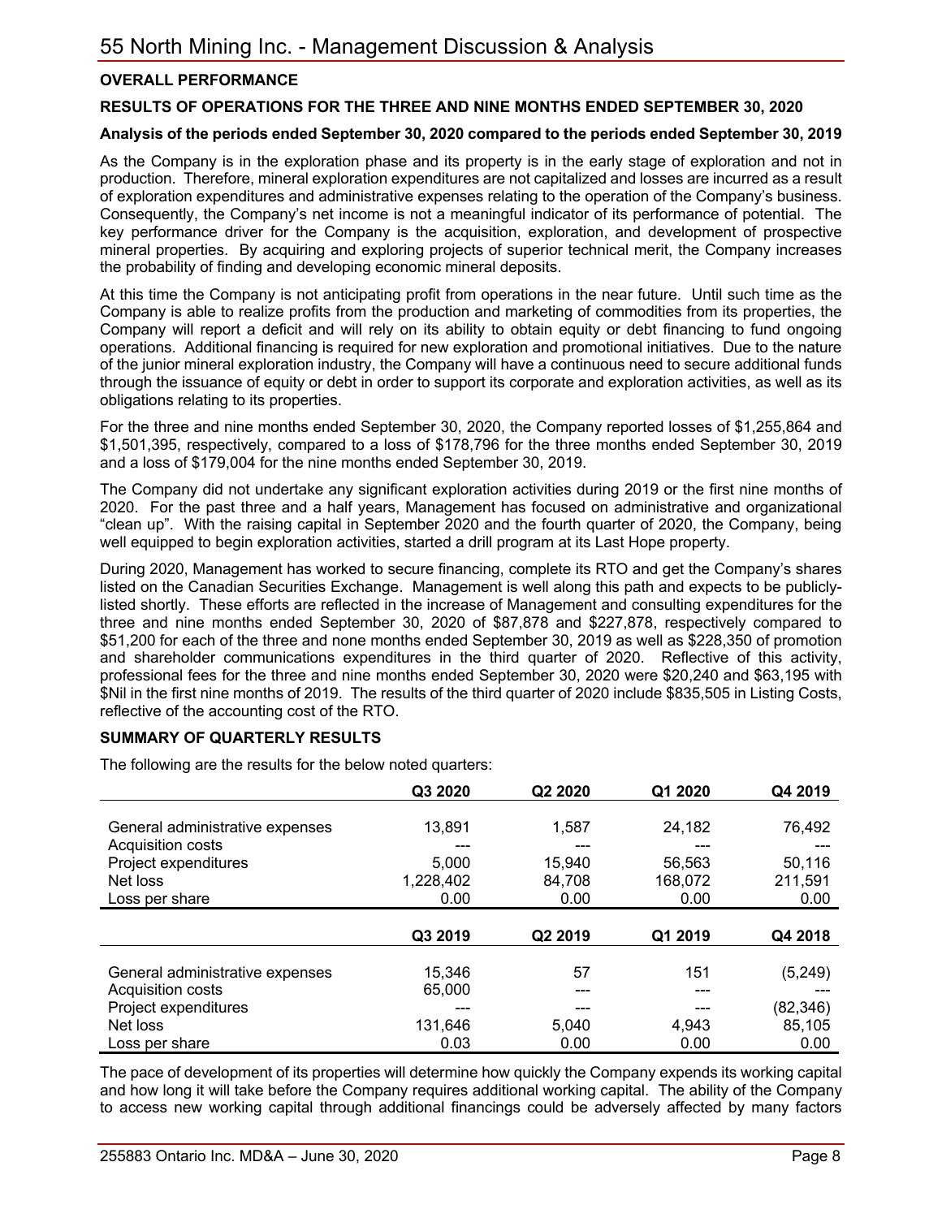## OVERALL PERFORMANCE

### RESULTS OF OPERATIONS FOR THE THREE AND NINE MONTHS ENDED SEPTEMBER 30, 2020

**Analysis of the periods ended September 30, 2020 compared to the periods ended September 30, 2019**

As the Company is in the exploration phase and its property is in the early stage of exploration and not in production. Therefore, mineral exploration expenditures are not capitalized and losses are incurred as a result of exploration expenditures and administrative expenses relating to the operation of the Company's business. Consequently, the Company's net income is not a meaningful indicator of its performance of potential. The key performance driver for the Company is the acquisition, exploration, and development of prospective mineral properties. By acquiring and exploring projects of superior technical merit, the Company increases the probability of finding and developing economic mineral deposits.

At this time the Company is not anticipating profit from operations in the near future. Until such time as the Company is able to realize profits from the production and marketing of commodities from its properties, the Company will report a deficit and will rely on its ability to obtain equity or debt financing to fund ongoing operations. Additional financing is required for new exploration and promotional initiatives. Due to the nature of the junior mineral exploration industry, the Company will have a continuous need to secure additional funds through the issuance of equity or debt in order to support its corporate and exploration activities, as well as its obligations relating to its properties.

For the three and nine months ended September 30, 2020, the Company reported losses of $1,255,864 and $1,501,395, respectively, compared to a loss of $178,796 for the three months ended September 30, 2019 and a loss of $179,004 for the nine months ended September 30, 2019.

The Company did not undertake any significant exploration activities during 2019 or the first nine months of 2020. For the past three and a half years, Management has focused on administrative and organizational "clean up". With the raising capital in September 2020 and the fourth quarter of 2020, the Company, being well equipped to begin exploration activities, started a drill program at its Last Hope property.

During 2020, Management has worked to secure financing, complete its RTO and get the Company's shares listed on the Canadian Securities Exchange. Management is well along this path and expects to be publicly-listed shortly. These efforts are reflected in the increase of Management and consulting expenditures for the three and nine months ended September 30, 2020 of $87,878 and $227,878, respectively compared to $51,200 for each of the three and none months ended September 30, 2019 as well as $228,350 of promotion and shareholder communications expenditures in the third quarter of 2020. Reflective of this activity, professional fees for the three and nine months ended September 30, 2020 were $20,240 and $63,195 with $Nil in the first nine months of 2019. The results of the third quarter of 2020 include $835,505 in Listing Costs, reflective of the accounting cost of the RTO.

## SUMMARY OF QUARTERLY RESULTS

The following are the results for the below noted quarters:

| | Q3 2020 | Q2 2020 | Q1 2020 | Q4 2019 |
|---|---|---|---|---|
| General administrative expenses | 13,891 | 1,587 | 24,182 | 76,492 |
| Acquisition costs | --- | --- | --- | --- |
| Project expenditures | 5,000 | 15,940 | 56,563 | 50,116 |
| Net loss | 1,228,402 | 84,708 | 168,072 | 211,591 |
| Loss per share | 0.00 | 0.00 | 0.00 | 0.00 |

| | Q3 2019 | Q2 2019 | Q1 2019 | Q4 2018 |
|---|---|---|---|---|
| General administrative expenses | 15,346 | 57 | 151 | (5,249) |
| Acquisition costs | 65,000 | --- | --- | --- |
| Project expenditures | --- | --- | --- | (82,346) |
| Net loss | 131,646 | 5,040 | 4,943 | 85,105 |
| Loss per share | 0.03 | 0.00 | 0.00 | 0.00 |

The pace of development of its properties will determine how quickly the Company expends its working capital and how long it will take before the Company requires additional working capital. The ability of the Company to access new working capital through additional financings could be adversely affected by many factors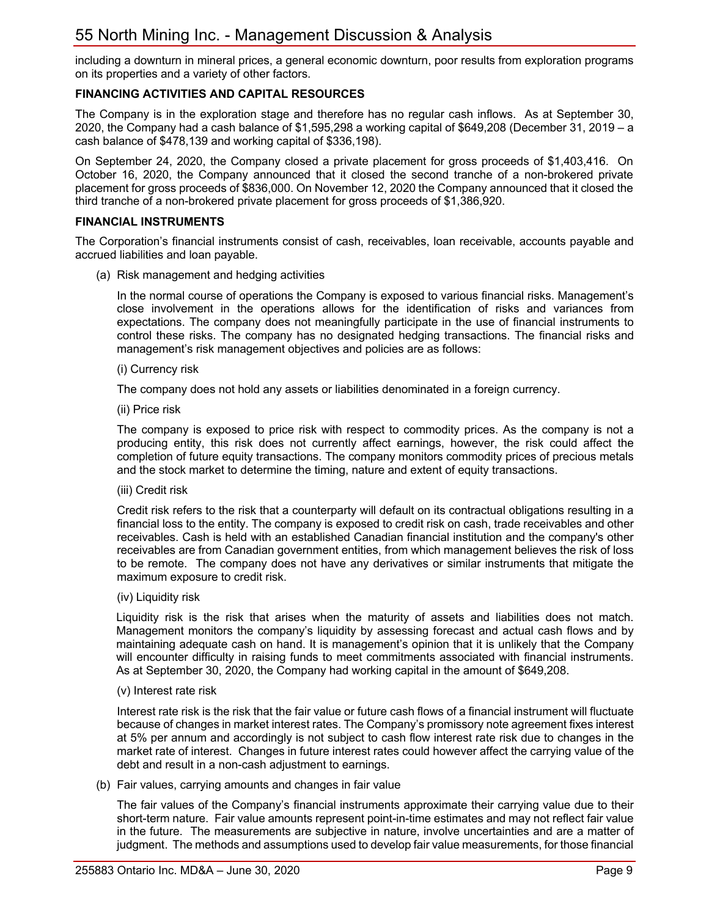including a downturn in mineral prices, a general economic downturn, poor results from exploration programs on its properties and a variety of other factors.

## FINANCING ACTIVITIES AND CAPITAL RESOURCES

The Company is in the exploration stage and therefore has no regular cash inflows. As at September 30, 2020, the Company had a cash balance of $1,595,298 a working capital of $649,208 (December 31, 2019 – a cash balance of $478,139 and working capital of $336,198).

On September 24, 2020, the Company closed a private placement for gross proceeds of $1,403,416. On October 16, 2020, the Company announced that it closed the second tranche of a non-brokered private placement for gross proceeds of $836,000. On November 12, 2020 the Company announced that it closed the third tranche of a non-brokered private placement for gross proceeds of $1,386,920.

## FINANCIAL INSTRUMENTS

The Corporation's financial instruments consist of cash, receivables, loan receivable, accounts payable and accrued liabilities and loan payable.

(a) Risk management and hedging activities

In the normal course of operations the Company is exposed to various financial risks. Management's close involvement in the operations allows for the identification of risks and variances from expectations. The company does not meaningfully participate in the use of financial instruments to control these risks. The company has no designated hedging transactions. The financial risks and management's risk management objectives and policies are as follows:

(i) Currency risk

The company does not hold any assets or liabilities denominated in a foreign currency.

(ii) Price risk

The company is exposed to price risk with respect to commodity prices. As the company is not a producing entity, this risk does not currently affect earnings, however, the risk could affect the completion of future equity transactions. The company monitors commodity prices of precious metals and the stock market to determine the timing, nature and extent of equity transactions.

(iii) Credit risk

Credit risk refers to the risk that a counterparty will default on its contractual obligations resulting in a financial loss to the entity. The company is exposed to credit risk on cash, trade receivables and other receivables. Cash is held with an established Canadian financial institution and the company's other receivables are from Canadian government entities, from which management believes the risk of loss to be remote. The company does not have any derivatives or similar instruments that mitigate the maximum exposure to credit risk.

(iv) Liquidity risk

Liquidity risk is the risk that arises when the maturity of assets and liabilities does not match. Management monitors the company's liquidity by assessing forecast and actual cash flows and by maintaining adequate cash on hand. It is management's opinion that it is unlikely that the Company will encounter difficulty in raising funds to meet commitments associated with financial instruments. As at September 30, 2020, the Company had working capital in the amount of $649,208.

(v) Interest rate risk

Interest rate risk is the risk that the fair value or future cash flows of a financial instrument will fluctuate because of changes in market interest rates. The Company's promissory note agreement fixes interest at 5% per annum and accordingly is not subject to cash flow interest rate risk due to changes in the market rate of interest. Changes in future interest rates could however affect the carrying value of the debt and result in a non-cash adjustment to earnings.

(b) Fair values, carrying amounts and changes in fair value

The fair values of the Company's financial instruments approximate their carrying value due to their short-term nature. Fair value amounts represent point-in-time estimates and may not reflect fair value in the future. The measurements are subjective in nature, involve uncertainties and are a matter of judgment. The methods and assumptions used to develop fair value measurements, for those financial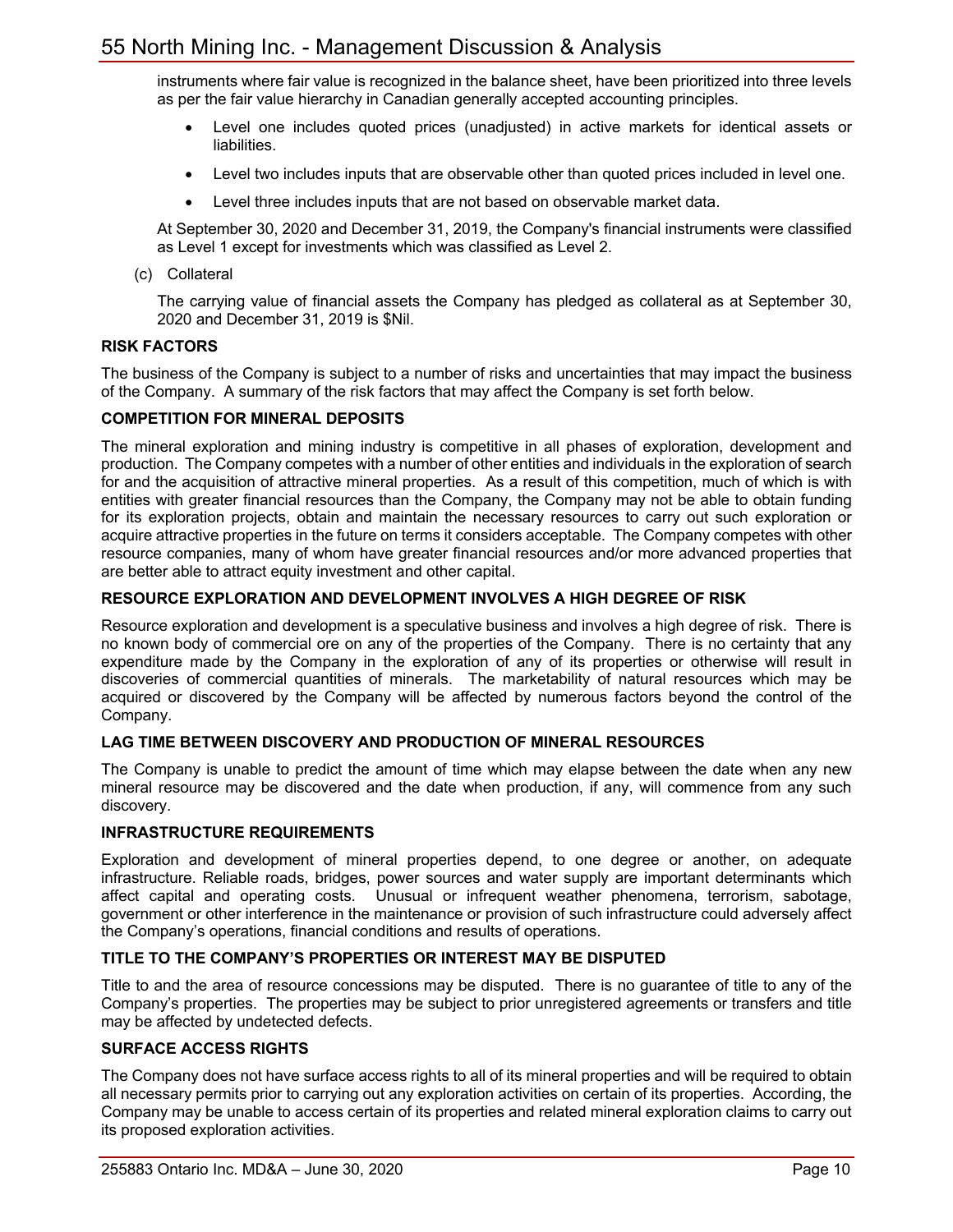instruments where fair value is recognized in the balance sheet, have been prioritized into three levels as per the fair value hierarchy in Canadian generally accepted accounting principles.

- Level one includes quoted prices (unadjusted) in active markets for identical assets or liabilities.
- Level two includes inputs that are observable other than quoted prices included in level one.
- Level three includes inputs that are not based on observable market data.

At September 30, 2020 and December 31, 2019, the Company's financial instruments were classified as Level 1 except for investments which was classified as Level 2.

(c) Collateral

The carrying value of financial assets the Company has pledged as collateral as at September 30, 2020 and December 31, 2019 is $Nil.

**RISK FACTORS**

The business of the Company is subject to a number of risks and uncertainties that may impact the business of the Company. A summary of the risk factors that may affect the Company is set forth below.

**COMPETITION FOR MINERAL DEPOSITS**

The mineral exploration and mining industry is competitive in all phases of exploration, development and production. The Company competes with a number of other entities and individuals in the exploration of search for and the acquisition of attractive mineral properties. As a result of this competition, much of which is with entities with greater financial resources than the Company, the Company may not be able to obtain funding for its exploration projects, obtain and maintain the necessary resources to carry out such exploration or acquire attractive properties in the future on terms it considers acceptable. The Company competes with other resource companies, many of whom have greater financial resources and/or more advanced properties that are better able to attract equity investment and other capital.

**RESOURCE EXPLORATION AND DEVELOPMENT INVOLVES A HIGH DEGREE OF RISK**

Resource exploration and development is a speculative business and involves a high degree of risk. There is no known body of commercial ore on any of the properties of the Company. There is no certainty that any expenditure made by the Company in the exploration of any of its properties or otherwise will result in discoveries of commercial quantities of minerals. The marketability of natural resources which may be acquired or discovered by the Company will be affected by numerous factors beyond the control of the Company.

**LAG TIME BETWEEN DISCOVERY AND PRODUCTION OF MINERAL RESOURCES**

The Company is unable to predict the amount of time which may elapse between the date when any new mineral resource may be discovered and the date when production, if any, will commence from any such discovery.

**INFRASTRUCTURE REQUIREMENTS**

Exploration and development of mineral properties depend, to one degree or another, on adequate infrastructure. Reliable roads, bridges, power sources and water supply are important determinants which affect capital and operating costs. Unusual or infrequent weather phenomena, terrorism, sabotage, government or other interference in the maintenance or provision of such infrastructure could adversely affect the Company's operations, financial conditions and results of operations.

**TITLE TO THE COMPANY'S PROPERTIES OR INTEREST MAY BE DISPUTED**

Title to and the area of resource concessions may be disputed. There is no guarantee of title to any of the Company's properties. The properties may be subject to prior unregistered agreements or transfers and title may be affected by undetected defects.

**SURFACE ACCESS RIGHTS**

The Company does not have surface access rights to all of its mineral properties and will be required to obtain all necessary permits prior to carrying out any exploration activities on certain of its properties. According, the Company may be unable to access certain of its properties and related mineral exploration claims to carry out its proposed exploration activities.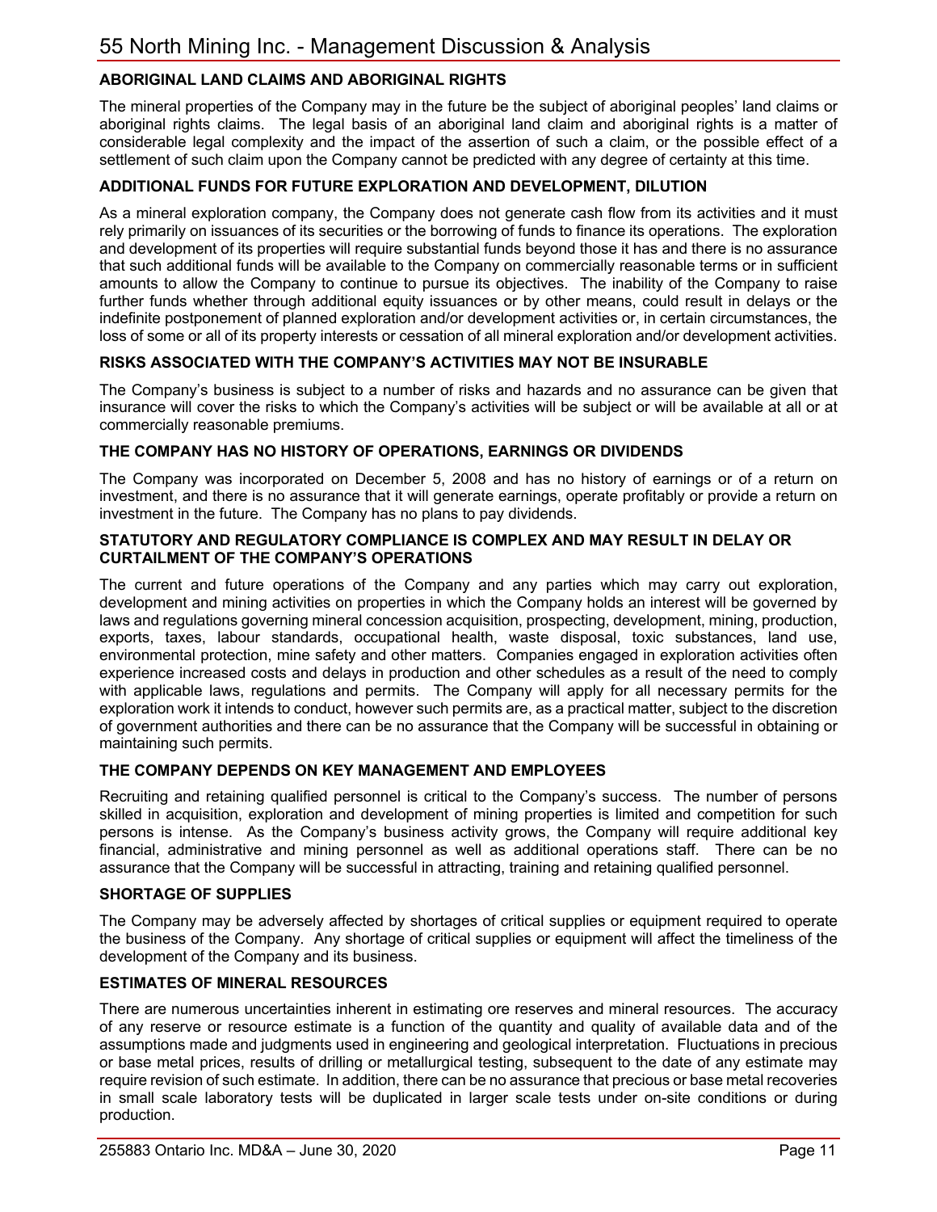## ABORIGINAL LAND CLAIMS AND ABORIGINAL RIGHTS

The mineral properties of the Company may in the future be the subject of aboriginal peoples' land claims or aboriginal rights claims. The legal basis of an aboriginal land claim and aboriginal rights is a matter of considerable legal complexity and the impact of the assertion of such a claim, or the possible effect of a settlement of such claim upon the Company cannot be predicted with any degree of certainty at this time.

## ADDITIONAL FUNDS FOR FUTURE EXPLORATION AND DEVELOPMENT, DILUTION

As a mineral exploration company, the Company does not generate cash flow from its activities and it must rely primarily on issuances of its securities or the borrowing of funds to finance its operations. The exploration and development of its properties will require substantial funds beyond those it has and there is no assurance that such additional funds will be available to the Company on commercially reasonable terms or in sufficient amounts to allow the Company to continue to pursue its objectives. The inability of the Company to raise further funds whether through additional equity issuances or by other means, could result in delays or the indefinite postponement of planned exploration and/or development activities or, in certain circumstances, the loss of some or all of its property interests or cessation of all mineral exploration and/or development activities.

## RISKS ASSOCIATED WITH THE COMPANY'S ACTIVITIES MAY NOT BE INSURABLE

The Company's business is subject to a number of risks and hazards and no assurance can be given that insurance will cover the risks to which the Company's activities will be subject or will be available at all or at commercially reasonable premiums.

## THE COMPANY HAS NO HISTORY OF OPERATIONS, EARNINGS OR DIVIDENDS

The Company was incorporated on December 5, 2008 and has no history of earnings or of a return on investment, and there is no assurance that it will generate earnings, operate profitably or provide a return on investment in the future. The Company has no plans to pay dividends.

## STATUTORY AND REGULATORY COMPLIANCE IS COMPLEX AND MAY RESULT IN DELAY OR CURTAILMENT OF THE COMPANY'S OPERATIONS

The current and future operations of the Company and any parties which may carry out exploration, development and mining activities on properties in which the Company holds an interest will be governed by laws and regulations governing mineral concession acquisition, prospecting, development, mining, production, exports, taxes, labour standards, occupational health, waste disposal, toxic substances, land use, environmental protection, mine safety and other matters. Companies engaged in exploration activities often experience increased costs and delays in production and other schedules as a result of the need to comply with applicable laws, regulations and permits. The Company will apply for all necessary permits for the exploration work it intends to conduct, however such permits are, as a practical matter, subject to the discretion of government authorities and there can be no assurance that the Company will be successful in obtaining or maintaining such permits.

## THE COMPANY DEPENDS ON KEY MANAGEMENT AND EMPLOYEES

Recruiting and retaining qualified personnel is critical to the Company's success. The number of persons skilled in acquisition, exploration and development of mining properties is limited and competition for such persons is intense. As the Company's business activity grows, the Company will require additional key financial, administrative and mining personnel as well as additional operations staff. There can be no assurance that the Company will be successful in attracting, training and retaining qualified personnel.

## SHORTAGE OF SUPPLIES

The Company may be adversely affected by shortages of critical supplies or equipment required to operate the business of the Company. Any shortage of critical supplies or equipment will affect the timeliness of the development of the Company and its business.

## ESTIMATES OF MINERAL RESOURCES

There are numerous uncertainties inherent in estimating ore reserves and mineral resources. The accuracy of any reserve or resource estimate is a function of the quantity and quality of available data and of the assumptions made and judgments used in engineering and geological interpretation. Fluctuations in precious or base metal prices, results of drilling or metallurgical testing, subsequent to the date of any estimate may require revision of such estimate. In addition, there can be no assurance that precious or base metal recoveries in small scale laboratory tests will be duplicated in larger scale tests under on-site conditions or during production.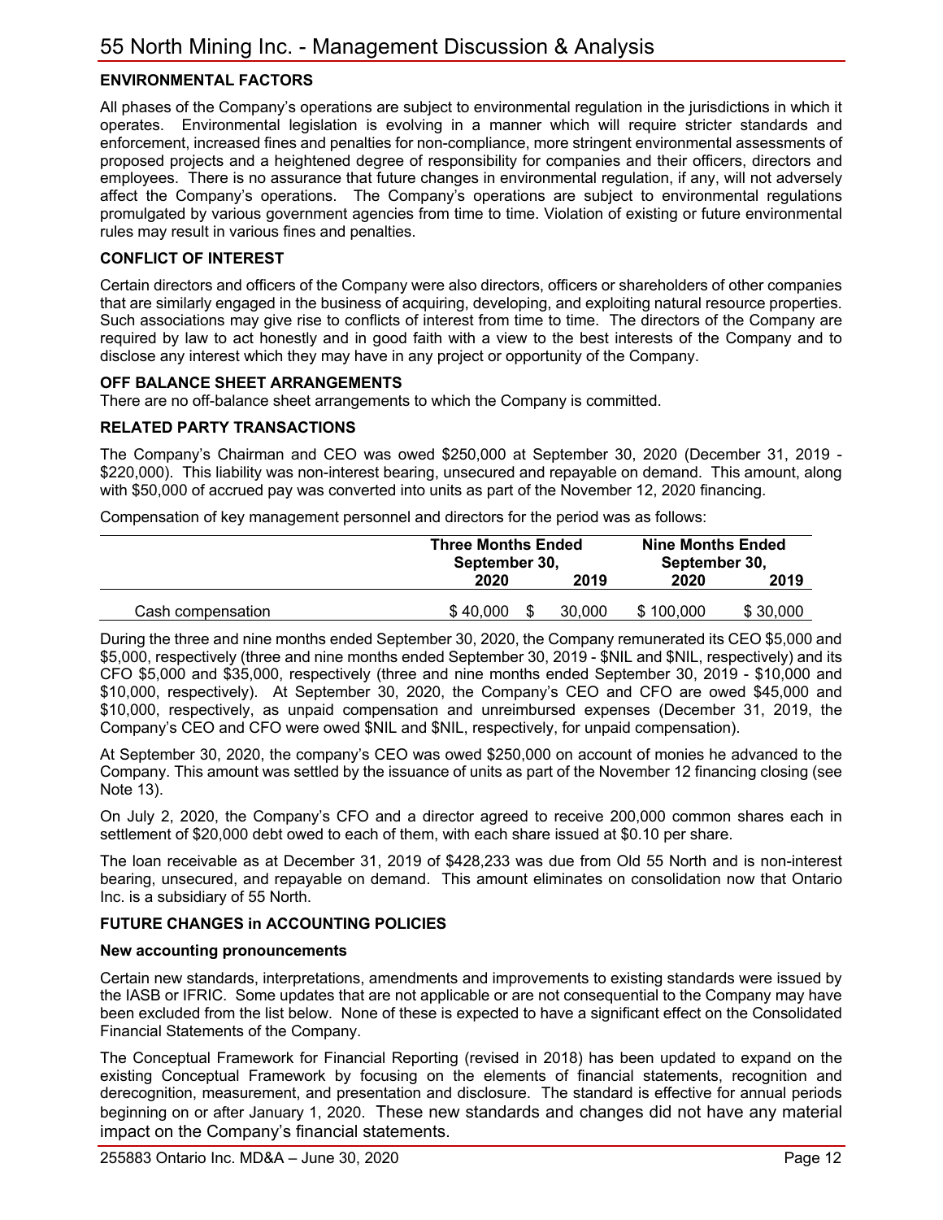## ENVIRONMENTAL FACTORS

All phases of the Company's operations are subject to environmental regulation in the jurisdictions in which it operates. Environmental legislation is evolving in a manner which will require stricter standards and enforcement, increased fines and penalties for non-compliance, more stringent environmental assessments of proposed projects and a heightened degree of responsibility for companies and their officers, directors and employees. There is no assurance that future changes in environmental regulation, if any, will not adversely affect the Company's operations. The Company's operations are subject to environmental regulations promulgated by various government agencies from time to time. Violation of existing or future environmental rules may result in various fines and penalties.

## CONFLICT OF INTEREST

Certain directors and officers of the Company were also directors, officers or shareholders of other companies that are similarly engaged in the business of acquiring, developing, and exploiting natural resource properties. Such associations may give rise to conflicts of interest from time to time. The directors of the Company are required by law to act honestly and in good faith with a view to the best interests of the Company and to disclose any interest which they may have in any project or opportunity of the Company.

## OFF BALANCE SHEET ARRANGEMENTS

There are no off-balance sheet arrangements to which the Company is committed.

## RELATED PARTY TRANSACTIONS

The Company's Chairman and CEO was owed $250,000 at September 30, 2020 (December 31, 2019 - $220,000). This liability was non-interest bearing, unsecured and repayable on demand. This amount, along with $50,000 of accrued pay was converted into units as part of the November 12, 2020 financing.

Compensation of key management personnel and directors for the period was as follows:

| | Three Months Ended September 30, | | Nine Months Ended September 30, | |
|---|---|---|---|---|
| | 2020 | 2019 | 2020 | 2019 |
| Cash compensation | $ 40,000 | $ 30,000 | $ 100,000 | $ 30,000 |

During the three and nine months ended September 30, 2020, the Company remunerated its CEO $5,000 and $5,000, respectively (three and nine months ended September 30, 2019 - $NIL and $NIL, respectively) and its CFO $5,000 and $35,000, respectively (three and nine months ended September 30, 2019 - $10,000 and $10,000, respectively). At September 30, 2020, the Company's CEO and CFO are owed $45,000 and $10,000, respectively, as unpaid compensation and unreimbursed expenses (December 31, 2019, the Company's CEO and CFO were owed $NIL and $NIL, respectively, for unpaid compensation).

At September 30, 2020, the company's CEO was owed $250,000 on account of monies he advanced to the Company. This amount was settled by the issuance of units as part of the November 12 financing closing (see Note 13).

On July 2, 2020, the Company's CFO and a director agreed to receive 200,000 common shares each in settlement of $20,000 debt owed to each of them, with each share issued at $0.10 per share.

The loan receivable as at December 31, 2019 of $428,233 was due from Old 55 North and is non-interest bearing, unsecured, and repayable on demand. This amount eliminates on consolidation now that Ontario Inc. is a subsidiary of 55 North.

## FUTURE CHANGES in ACCOUNTING POLICIES

### New accounting pronouncements

Certain new standards, interpretations, amendments and improvements to existing standards were issued by the IASB or IFRIC. Some updates that are not applicable or are not consequential to the Company may have been excluded from the list below. None of these is expected to have a significant effect on the Consolidated Financial Statements of the Company.

The Conceptual Framework for Financial Reporting (revised in 2018) has been updated to expand on the existing Conceptual Framework by focusing on the elements of financial statements, recognition and derecognition, measurement, and presentation and disclosure. The standard is effective for annual periods beginning on or after January 1, 2020. These new standards and changes did not have any material impact on the Company's financial statements.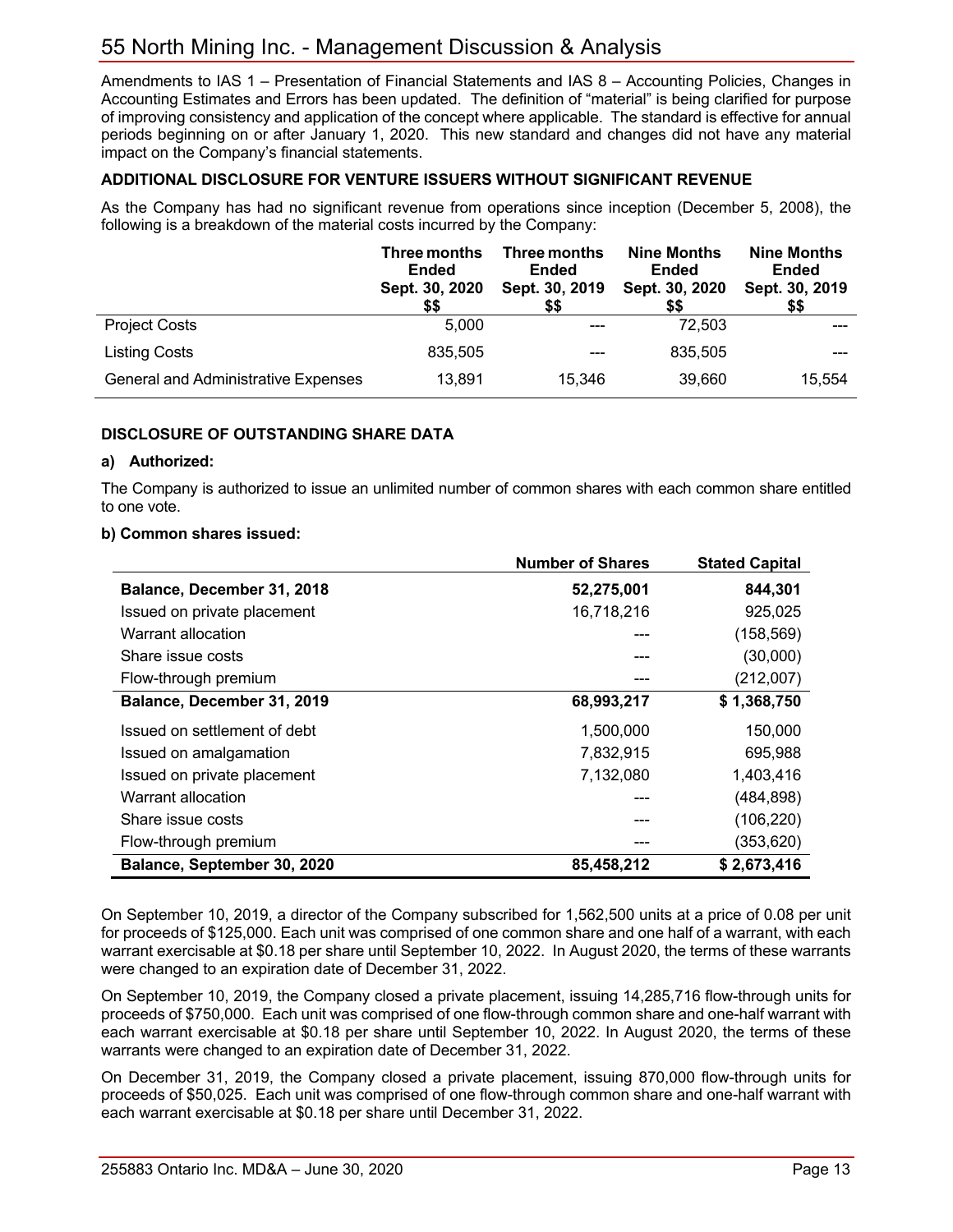Amendments to IAS 1 – Presentation of Financial Statements and IAS 8 – Accounting Policies, Changes in Accounting Estimates and Errors has been updated. The definition of "material" is being clarified for purpose of improving consistency and application of the concept where applicable. The standard is effective for annual periods beginning on or after January 1, 2020. This new standard and changes did not have any material impact on the Company's financial statements.

**ADDITIONAL DISCLOSURE FOR VENTURE ISSUERS WITHOUT SIGNIFICANT REVENUE**

As the Company has had no significant revenue from operations since inception (December 5, 2008), the following is a breakdown of the material costs incurred by the Company:

| | Three months Ended Sept. 30, 2020 $$ | Three months Ended Sept. 30, 2019 $$ | Nine Months Ended Sept. 30, 2020 $$ | Nine Months Ended Sept. 30, 2019 $$ |
|---|---|---|---|---|
| Project Costs | 5,000 | --- | 72,503 | --- |
| Listing Costs | 835,505 | --- | 835,505 | --- |
| General and Administrative Expenses | 13,891 | 15,346 | 39,660 | 15,554 |

**DISCLOSURE OF OUTSTANDING SHARE DATA**

**a) Authorized:**

The Company is authorized to issue an unlimited number of common shares with each common share entitled to one vote.

**b) Common shares issued:**

| | Number of Shares | Stated Capital |
|---|---|---|
| **Balance, December 31, 2018** | **52,275,001** | **844,301** |
| Issued on private placement | 16,718,216 | 925,025 |
| Warrant allocation | --- | (158,569) |
| Share issue costs | --- | (30,000) |
| Flow-through premium | --- | (212,007) |
| **Balance, December 31, 2019** | **68,993,217** | **$ 1,368,750** |
| Issued on settlement of debt | 1,500,000 | 150,000 |
| Issued on amalgamation | 7,832,915 | 695,988 |
| Issued on private placement | 7,132,080 | 1,403,416 |
| Warrant allocation | --- | (484,898) |
| Share issue costs | --- | (106,220) |
| Flow-through premium | --- | (353,620) |
| **Balance, September 30, 2020** | **85,458,212** | **$ 2,673,416** |

On September 10, 2019, a director of the Company subscribed for 1,562,500 units at a price of 0.08 per unit for proceeds of $125,000. Each unit was comprised of one common share and one half of a warrant, with each warrant exercisable at $0.18 per share until September 10, 2022. In August 2020, the terms of these warrants were changed to an expiration date of December 31, 2022.

On September 10, 2019, the Company closed a private placement, issuing 14,285,716 flow-through units for proceeds of $750,000. Each unit was comprised of one flow-through common share and one-half warrant with each warrant exercisable at $0.18 per share until September 10, 2022. In August 2020, the terms of these warrants were changed to an expiration date of December 31, 2022.

On December 31, 2019, the Company closed a private placement, issuing 870,000 flow-through units for proceeds of $50,025. Each unit was comprised of one flow-through common share and one-half warrant with each warrant exercisable at $0.18 per share until December 31, 2022.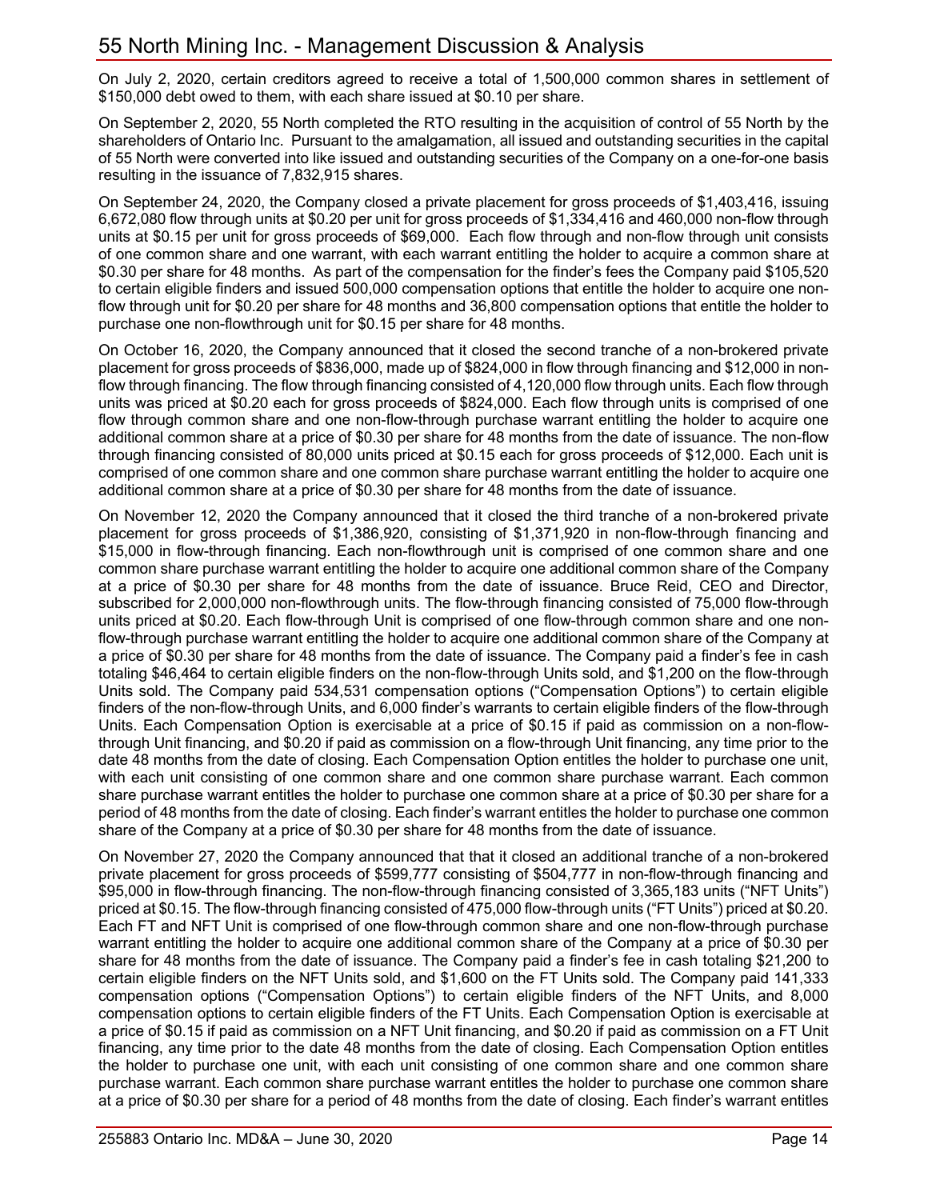On July 2, 2020, certain creditors agreed to receive a total of 1,500,000 common shares in settlement of $150,000 debt owed to them, with each share issued at $0.10 per share.

On September 2, 2020, 55 North completed the RTO resulting in the acquisition of control of 55 North by the shareholders of Ontario Inc. Pursuant to the amalgamation, all issued and outstanding securities in the capital of 55 North were converted into like issued and outstanding securities of the Company on a one-for-one basis resulting in the issuance of 7,832,915 shares.

On September 24, 2020, the Company closed a private placement for gross proceeds of $1,403,416, issuing 6,672,080 flow through units at $0.20 per unit for gross proceeds of $1,334,416 and 460,000 non-flow through units at $0.15 per unit for gross proceeds of $69,000. Each flow through and non-flow through unit consists of one common share and one warrant, with each warrant entitling the holder to acquire a common share at $0.30 per share for 48 months. As part of the compensation for the finder's fees the Company paid $105,520 to certain eligible finders and issued 500,000 compensation options that entitle the holder to acquire one non-flow through unit for $0.20 per share for 48 months and 36,800 compensation options that entitle the holder to purchase one non-flowthrough unit for $0.15 per share for 48 months.

On October 16, 2020, the Company announced that it closed the second tranche of a non-brokered private placement for gross proceeds of $836,000, made up of $824,000 in flow through financing and $12,000 in non-flow through financing. The flow through financing consisted of 4,120,000 flow through units. Each flow through units was priced at $0.20 each for gross proceeds of $824,000. Each flow through units is comprised of one flow through common share and one non-flow-through purchase warrant entitling the holder to acquire one additional common share at a price of $0.30 per share for 48 months from the date of issuance. The non-flow through financing consisted of 80,000 units priced at $0.15 each for gross proceeds of $12,000. Each unit is comprised of one common share and one common share purchase warrant entitling the holder to acquire one additional common share at a price of $0.30 per share for 48 months from the date of issuance.

On November 12, 2020 the Company announced that it closed the third tranche of a non-brokered private placement for gross proceeds of $1,386,920, consisting of $1,371,920 in non-flow-through financing and $15,000 in flow-through financing. Each non-flowthrough unit is comprised of one common share and one common share purchase warrant entitling the holder to acquire one additional common share of the Company at a price of $0.30 per share for 48 months from the date of issuance. Bruce Reid, CEO and Director, subscribed for 2,000,000 non-flowthrough units. The flow-through financing consisted of 75,000 flow-through units priced at $0.20. Each flow-through Unit is comprised of one flow-through common share and one non-flow-through purchase warrant entitling the holder to acquire one additional common share of the Company at a price of $0.30 per share for 48 months from the date of issuance. The Company paid a finder's fee in cash totaling $46,464 to certain eligible finders on the non-flow-through Units sold, and $1,200 on the flow-through Units sold. The Company paid 534,531 compensation options ("Compensation Options") to certain eligible finders of the non-flow-through Units, and 6,000 finder's warrants to certain eligible finders of the flow-through Units. Each Compensation Option is exercisable at a price of $0.15 if paid as commission on a non-flow-through Unit financing, and $0.20 if paid as commission on a flow-through Unit financing, any time prior to the date 48 months from the date of closing. Each Compensation Option entitles the holder to purchase one unit, with each unit consisting of one common share and one common share purchase warrant. Each common share purchase warrant entitles the holder to purchase one common share at a price of $0.30 per share for a period of 48 months from the date of closing. Each finder's warrant entitles the holder to purchase one common share of the Company at a price of $0.30 per share for 48 months from the date of issuance.

On November 27, 2020 the Company announced that that it closed an additional tranche of a non-brokered private placement for gross proceeds of $599,777 consisting of $504,777 in non-flow-through financing and $95,000 in flow-through financing. The non-flow-through financing consisted of 3,365,183 units ("NFT Units") priced at $0.15. The flow-through financing consisted of 475,000 flow-through units ("FT Units") priced at $0.20. Each FT and NFT Unit is comprised of one flow-through common share and one non-flow-through purchase warrant entitling the holder to acquire one additional common share of the Company at a price of $0.30 per share for 48 months from the date of issuance. The Company paid a finder's fee in cash totaling $21,200 to certain eligible finders on the NFT Units sold, and $1,600 on the FT Units sold. The Company paid 141,333 compensation options ("Compensation Options") to certain eligible finders of the NFT Units, and 8,000 compensation options to certain eligible finders of the FT Units. Each Compensation Option is exercisable at a price of $0.15 if paid as commission on a NFT Unit financing, and $0.20 if paid as commission on a FT Unit financing, any time prior to the date 48 months from the date of closing. Each Compensation Option entitles the holder to purchase one unit, with each unit consisting of one common share and one common share purchase warrant. Each common share purchase warrant entitles the holder to purchase one common share at a price of $0.30 per share for a period of 48 months from the date of closing. Each finder's warrant entitles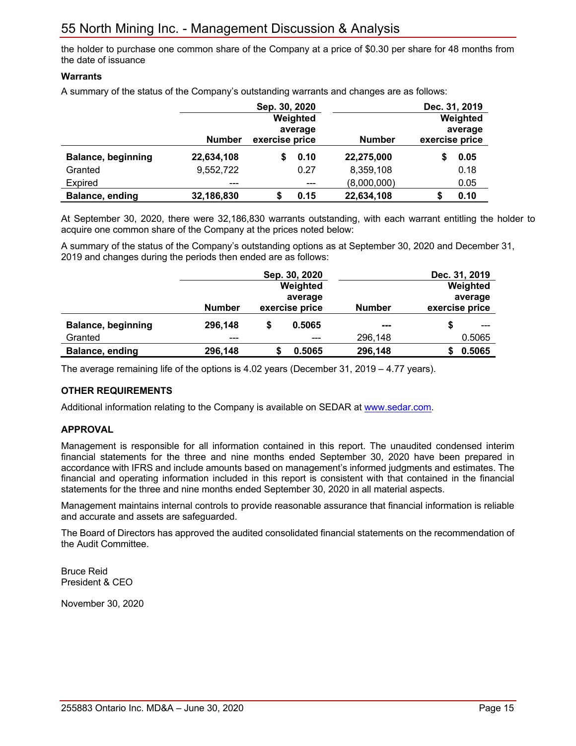the holder to purchase one common share of the Company at a price of $0.30 per share for 48 months from the date of issuance

**Warrants**

A summary of the status of the Company's outstanding warrants and changes are as follows:

| | Sep. 30, 2020 | | Dec. 31, 2019 | |
|---|---|---|---|---|
| | Number | Weighted average exercise price | Number | Weighted average exercise price |
| **Balance, beginning** | **22,634,108** | **$ 0.10** | **22,275,000** | **$ 0.05** |
| Granted | 9,552,722 | 0.27 | 8,359,108 | 0.18 |
| Expired | --- | --- | (8,000,000) | 0.05 |
| **Balance, ending** | **32,186,830** | **$ 0.15** | **22,634,108** | **$ 0.10** |

At September 30, 2020, there were 32,186,830 warrants outstanding, with each warrant entitling the holder to acquire one common share of the Company at the prices noted below:

A summary of the status of the Company's outstanding options as at September 30, 2020 and December 31, 2019 and changes during the periods then ended are as follows:

| | Sep. 30, 2020 | | Dec. 31, 2019 | |
|---|---|---|---|---|
| | Number | Weighted average exercise price | Number | Weighted average exercise price |
| **Balance, beginning** | **296,148** | **$ 0.5065** | **---** | **$ ---** |
| Granted | --- | --- | 296,148 | 0.5065 |
| **Balance, ending** | **296,148** | **$ 0.5065** | **296,148** | **$ 0.5065** |

The average remaining life of the options is 4.02 years (December 31, 2019 – 4.77 years).

## OTHER REQUIREMENTS

Additional information relating to the Company is available on SEDAR at www.sedar.com.

## APPROVAL

Management is responsible for all information contained in this report. The unaudited condensed interim financial statements for the three and nine months ended September 30, 2020 have been prepared in accordance with IFRS and include amounts based on management's informed judgments and estimates. The financial and operating information included in this report is consistent with that contained in the financial statements for the three and nine months ended September 30, 2020 in all material aspects.

Management maintains internal controls to provide reasonable assurance that financial information is reliable and accurate and assets are safeguarded.

The Board of Directors has approved the audited consolidated financial statements on the recommendation of the Audit Committee.

Bruce Reid
President & CEO

November 30, 2020